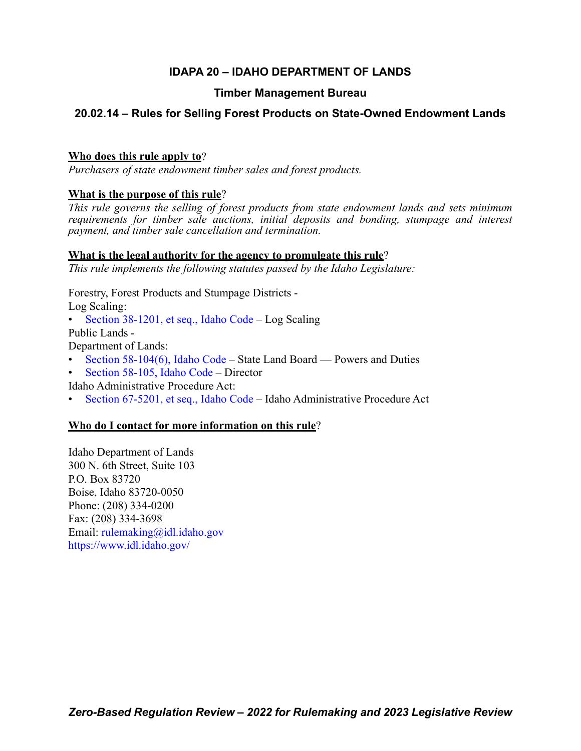# IDAPA 20 – IDAHO DEPARTMENT OF LANDS

## Timber Management Bureau

## 20.02.14 – Rules for Selling Forest Products on State-Owned Endowment Lands

**Who does this rule apply to**?

*Purchasers of state endowment timber sales and forest products.*

**What is the purpose of this rule**?

*This rule governs the selling of forest products from state endowment lands and sets minimum requirements for timber sale auctions, initial deposits and bonding, stumpage and interest payment, and timber sale cancellation and termination.*

**What is the legal authority for the agency to promulgate this rule**?

*This rule implements the following statutes passed by the Idaho Legislature:*

Forestry, Forest Products and Stumpage Districts -
Log Scaling:

- Section 38-1201, et seq., Idaho Code – Log Scaling

Public Lands -
Department of Lands:

- Section 58-104(6), Idaho Code – State Land Board — Powers and Duties
- Section 58-105, Idaho Code – Director

Idaho Administrative Procedure Act:

- Section 67-5201, et seq., Idaho Code – Idaho Administrative Procedure Act

**Who do I contact for more information on this rule**?

Idaho Department of Lands
300 N. 6th Street, Suite 103
P.O. Box 83720
Boise, Idaho 83720-0050
Phone: (208) 334-0200
Fax: (208) 334-3698
Email: rulemaking@idl.idaho.gov
https://www.idl.idaho.gov/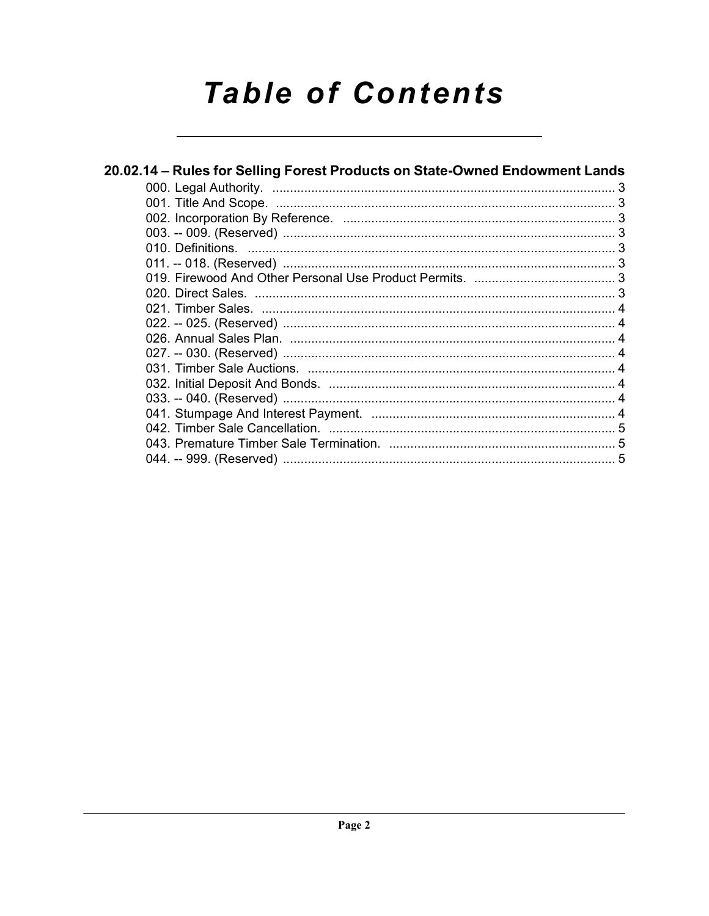# Table of Contents

## 20.02.14 – Rules for Selling Forest Products on State-Owned Endowment Lands

000. Legal Authority. ........................................................................................ 3
001. Title And Scope. ........................................................................................ 3
002. Incorporation By Reference. ........................................................................ 3
003. -- 009. (Reserved) ........................................................................................ 3
010. Definitions. ........................................................................................ 3
011. -- 018. (Reserved) ........................................................................................ 3
019. Firewood And Other Personal Use Product Permits. ........................................ 3
020. Direct Sales. ........................................................................................ 3
021. Timber Sales. ........................................................................................ 4
022. -- 025. (Reserved) ........................................................................................ 4
026. Annual Sales Plan. ........................................................................................ 4
027. -- 030. (Reserved) ........................................................................................ 4
031. Timber Sale Auctions. ........................................................................................ 4
032. Initial Deposit And Bonds. ........................................................................................ 4
033. -- 040. (Reserved) ........................................................................................ 4
041. Stumpage And Interest Payment. ........................................................................ 4
042. Timber Sale Cancellation. ........................................................................................ 5
043. Premature Timber Sale Termination. ........................................................................ 5
044. -- 999. (Reserved) ........................................................................................ 5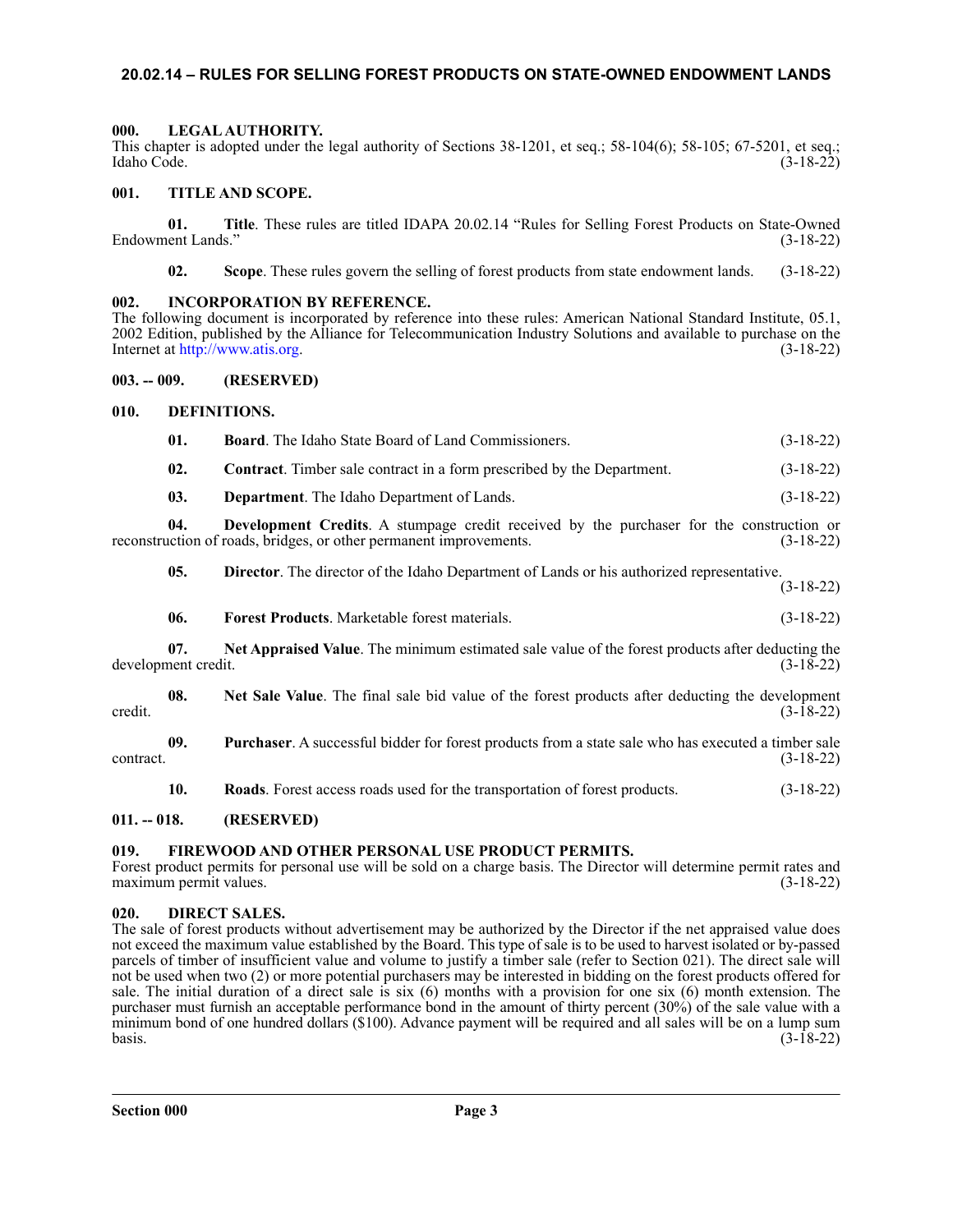## 20.02.14 – RULES FOR SELLING FOREST PRODUCTS ON STATE-OWNED ENDOWMENT LANDS

### 000. LEGAL AUTHORITY.

This chapter is adopted under the legal authority of Sections 38-1201, et seq.; 58-104(6); 58-105; 67-5201, et seq.; Idaho Code. (3-18-22)

### 001. TITLE AND SCOPE.

**01. Title**. These rules are titled IDAPA 20.02.14 "Rules for Selling Forest Products on State-Owned Endowment Lands." (3-18-22)

**02. Scope**. These rules govern the selling of forest products from state endowment lands. (3-18-22)

### 002. INCORPORATION BY REFERENCE.

The following document is incorporated by reference into these rules: American National Standard Institute, 05.1, 2002 Edition, published by the Alliance for Telecommunication Industry Solutions and available to purchase on the Internet at http://www.atis.org. (3-18-22)

### 003. -- 009. (RESERVED)

### 010. DEFINITIONS.

**01. Board**. The Idaho State Board of Land Commissioners. (3-18-22)

**02. Contract**. Timber sale contract in a form prescribed by the Department. (3-18-22)

**03. Department**. The Idaho Department of Lands. (3-18-22)

**04. Development Credits**. A stumpage credit received by the purchaser for the construction or reconstruction of roads, bridges, or other permanent improvements. (3-18-22)

**05. Director**. The director of the Idaho Department of Lands or his authorized representative. (3-18-22)

**06. Forest Products**. Marketable forest materials. (3-18-22)

**07. Net Appraised Value**. The minimum estimated sale value of the forest products after deducting the development credit. (3-18-22)

**08. Net Sale Value**. The final sale bid value of the forest products after deducting the development credit. (3-18-22)

**09. Purchaser**. A successful bidder for forest products from a state sale who has executed a timber sale contract. (3-18-22)

**10. Roads**. Forest access roads used for the transportation of forest products. (3-18-22)

### 011. -- 018. (RESERVED)

### 019. FIREWOOD AND OTHER PERSONAL USE PRODUCT PERMITS.

Forest product permits for personal use will be sold on a charge basis. The Director will determine permit rates and maximum permit values. (3-18-22)

### 020. DIRECT SALES.

The sale of forest products without advertisement may be authorized by the Director if the net appraised value does not exceed the maximum value established by the Board. This type of sale is to be used to harvest isolated or by-passed parcels of timber of insufficient value and volume to justify a timber sale (refer to Section 021). The direct sale will not be used when two (2) or more potential purchasers may be interested in bidding on the forest products offered for sale. The initial duration of a direct sale is six (6) months with a provision for one six (6) month extension. The purchaser must furnish an acceptable performance bond in the amount of thirty percent (30%) of the sale value with a minimum bond of one hundred dollars ($100). Advance payment will be required and all sales will be on a lump sum basis. (3-18-22)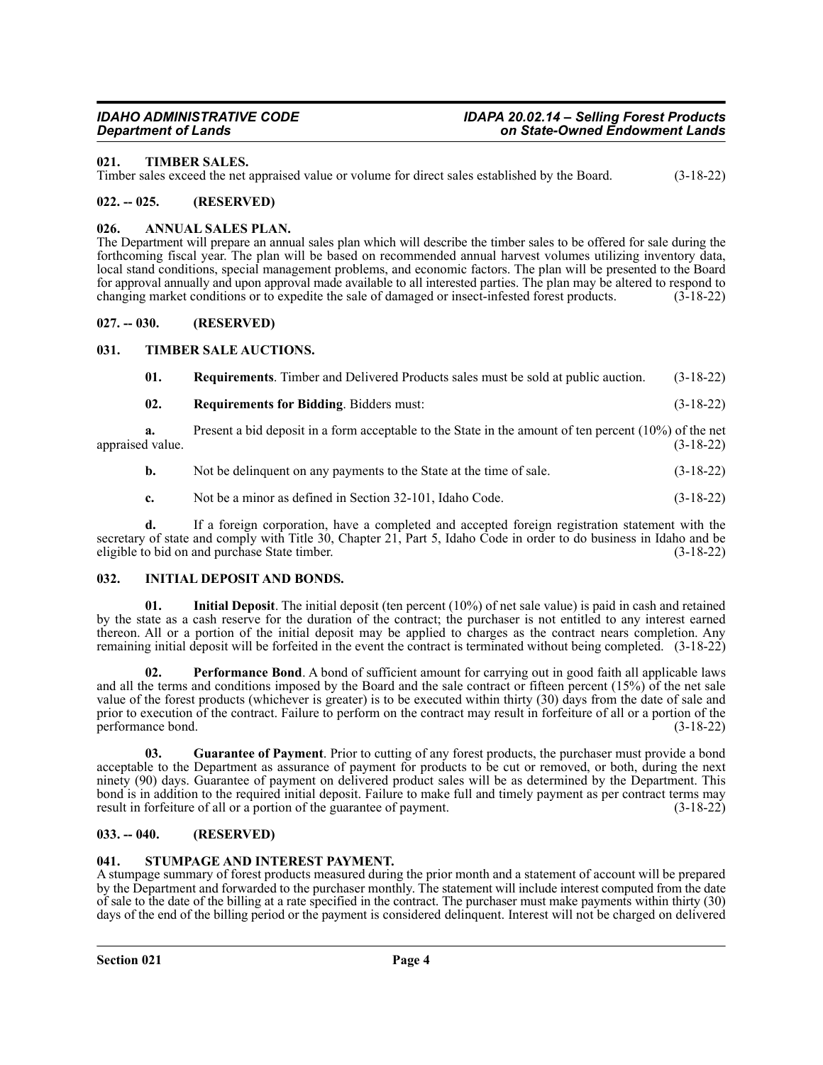## 021. TIMBER SALES.

Timber sales exceed the net appraised value or volume for direct sales established by the Board. (3-18-22)

## 022. -- 025. (RESERVED)

## 026. ANNUAL SALES PLAN.

The Department will prepare an annual sales plan which will describe the timber sales to be offered for sale during the forthcoming fiscal year. The plan will be based on recommended annual harvest volumes utilizing inventory data, local stand conditions, special management problems, and economic factors. The plan will be presented to the Board for approval annually and upon approval made available to all interested parties. The plan may be altered to respond to changing market conditions or to expedite the sale of damaged or insect-infested forest products. (3-18-22)

## 027. -- 030. (RESERVED)

## 031. TIMBER SALE AUCTIONS.

**01. Requirements**. Timber and Delivered Products sales must be sold at public auction. (3-18-22)

**02. Requirements for Bidding**. Bidders must: (3-18-22)

**a.** Present a bid deposit in a form acceptable to the State in the amount of ten percent (10%) of the net appraised value. (3-18-22)

**b.** Not be delinquent on any payments to the State at the time of sale. (3-18-22)

**c.** Not be a minor as defined in Section 32-101, Idaho Code. (3-18-22)

**d.** If a foreign corporation, have a completed and accepted foreign registration statement with the secretary of state and comply with Title 30, Chapter 21, Part 5, Idaho Code in order to do business in Idaho and be eligible to bid on and purchase State timber. (3-18-22)

## 032. INITIAL DEPOSIT AND BONDS.

**01. Initial Deposit**. The initial deposit (ten percent (10%) of net sale value) is paid in cash and retained by the state as a cash reserve for the duration of the contract; the purchaser is not entitled to any interest earned thereon. All or a portion of the initial deposit may be applied to charges as the contract nears completion. Any remaining initial deposit will be forfeited in the event the contract is terminated without being completed. (3-18-22)

**02. Performance Bond**. A bond of sufficient amount for carrying out in good faith all applicable laws and all the terms and conditions imposed by the Board and the sale contract or fifteen percent (15%) of the net sale value of the forest products (whichever is greater) is to be executed within thirty (30) days from the date of sale and prior to execution of the contract. Failure to perform on the contract may result in forfeiture of all or a portion of the performance bond. (3-18-22)

**03. Guarantee of Payment**. Prior to cutting of any forest products, the purchaser must provide a bond acceptable to the Department as assurance of payment for products to be cut or removed, or both, during the next ninety (90) days. Guarantee of payment on delivered product sales will be as determined by the Department. This bond is in addition to the required initial deposit. Failure to make full and timely payment as per contract terms may result in forfeiture of all or a portion of the guarantee of payment. (3-18-22)

## 033. -- 040. (RESERVED)

## 041. STUMPAGE AND INTEREST PAYMENT.

A stumpage summary of forest products measured during the prior month and a statement of account will be prepared by the Department and forwarded to the purchaser monthly. The statement will include interest computed from the date of sale to the date of the billing at a rate specified in the contract. The purchaser must make payments within thirty (30) days of the end of the billing period or the payment is considered delinquent. Interest will not be charged on delivered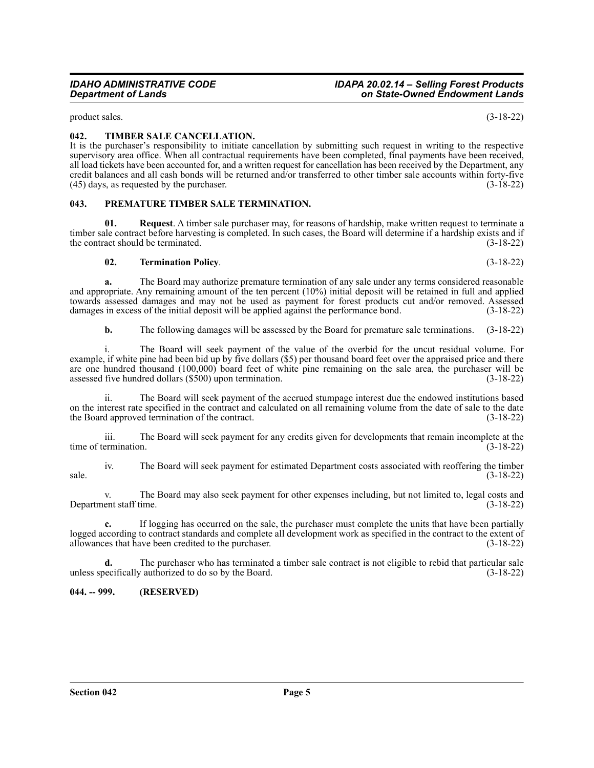product sales. (3-18-22)

**042. TIMBER SALE CANCELLATION.**

It is the purchaser's responsibility to initiate cancellation by submitting such request in writing to the respective supervisory area office. When all contractual requirements have been completed, final payments have been received, all load tickets have been accounted for, and a written request for cancellation has been received by the Department, any credit balances and all cash bonds will be returned and/or transferred to other timber sale accounts within forty-five (45) days, as requested by the purchaser. (3-18-22)

**043. PREMATURE TIMBER SALE TERMINATION.**

**01. Request**. A timber sale purchaser may, for reasons of hardship, make written request to terminate a timber sale contract before harvesting is completed. In such cases, the Board will determine if a hardship exists and if the contract should be terminated. (3-18-22)

**02. Termination Policy**. (3-18-22)

**a.** The Board may authorize premature termination of any sale under any terms considered reasonable and appropriate. Any remaining amount of the ten percent (10%) initial deposit will be retained in full and applied towards assessed damages and may not be used as payment for forest products cut and/or removed. Assessed damages in excess of the initial deposit will be applied against the performance bond. (3-18-22)

**b.** The following damages will be assessed by the Board for premature sale terminations. (3-18-22)

i. The Board will seek payment of the value of the overbid for the uncut residual volume. For example, if white pine had been bid up by five dollars ($5) per thousand board feet over the appraised price and there are one hundred thousand (100,000) board feet of white pine remaining on the sale area, the purchaser will be assessed five hundred dollars ($500) upon termination. (3-18-22)

ii. The Board will seek payment of the accrued stumpage interest due the endowed institutions based on the interest rate specified in the contract and calculated on all remaining volume from the date of sale to the date the Board approved termination of the contract. (3-18-22)

iii. The Board will seek payment for any credits given for developments that remain incomplete at the time of termination. (3-18-22)

iv. The Board will seek payment for estimated Department costs associated with reoffering the timber sale. (3-18-22)

v. The Board may also seek payment for other expenses including, but not limited to, legal costs and Department staff time. (3-18-22)

**c.** If logging has occurred on the sale, the purchaser must complete the units that have been partially logged according to contract standards and complete all development work as specified in the contract to the extent of allowances that have been credited to the purchaser. (3-18-22)

**d.** The purchaser who has terminated a timber sale contract is not eligible to rebid that particular sale unless specifically authorized to do so by the Board. (3-18-22)

**044. -- 999. (RESERVED)**